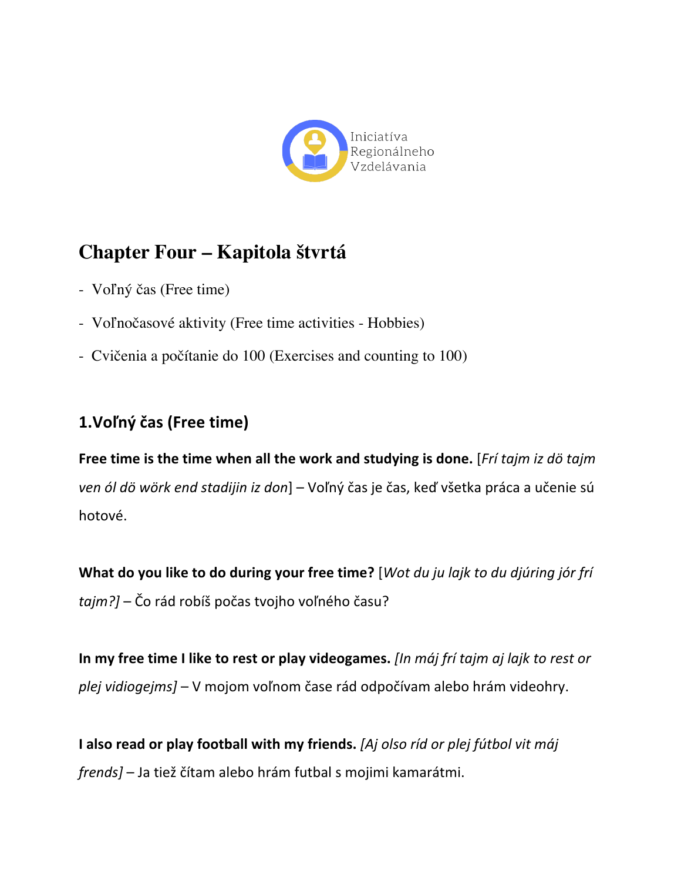Iniciatíva Regionálneho Vzdelávania

# Chapter Four – Kapitola štvrtá

- Voľný čas (Free time)
- Voľnočasové aktivity (Free time activities - Hobbies)
- Cvičenia a počítanie do 100 (Exercises and counting to 100)

## 1.Voľný čas (Free time)

**Free time is the time when all the work and studying is done.** [*Frí tajm iz dö tajm ven ól dö wörk end stadijin iz don*] – Voľný čas je čas, keď všetka práca a učenie sú hotové.

**What do you like to do during your free time?** [*Wot du ju lajk to du djúring jór frí tajm?]* – Čo rád robíš počas tvojho voľného času?

**In my free time I like to rest or play videogames.** *[In máj frí tajm aj lajk to rest or plej vidiogejms]* – V mojom voľnom čase rád odpočívam alebo hrám videohry.

**I also read or play football with my friends.** *[Aj olso ríd or plej fútbol vit máj frends]* – Ja tiež čítam alebo hrám futbal s mojimi kamarátmi.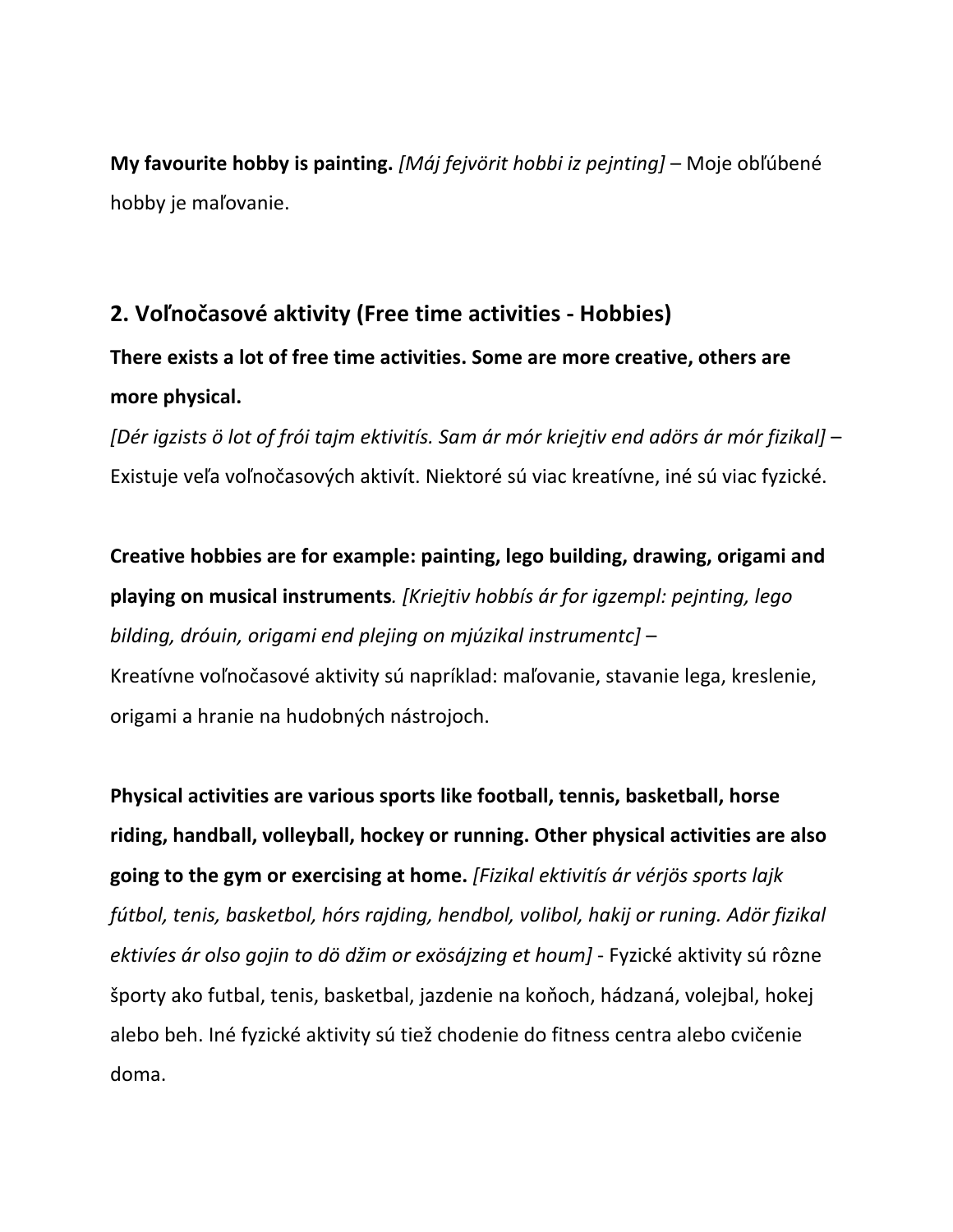**My favourite hobby is painting.** *[Máj fejvörit hobbi iz pejnting]* – Moje obľúbené hobby je maľovanie.

## 2. Voľnočasové aktivity (Free time activities - Hobbies)

**There exists a lot of free time activities. Some are more creative, others are more physical.**
*[Dér igzists ö lot of frói tajm ektivitís. Sam ár mór kriejtiv end adörs ár mór fizikal]* – Existuje veľa voľnočasových aktivít. Niektoré sú viac kreatívne, iné sú viac fyzické.

**Creative hobbies are for example: painting, lego building, drawing, origami and playing on musical instruments**. *[Kriejtiv hobbís ár for igzempl: pejnting, lego bilding, dróuin, origami end plejing on mjúzikal instrumentc]* –
Kreatívne voľnočasové aktivity sú napríklad: maľovanie, stavanie lega, kreslenie, origami a hranie na hudobných nástrojoch.

**Physical activities are various sports like football, tennis, basketball, horse riding, handball, volleyball, hockey or running. Other physical activities are also going to the gym or exercising at home.** *[Fizikal ektivitís ár vérjös sports lajk fútbol, tenis, basketbol, hórs rajding, hendbol, volibol, hakij or runing. Adör fizikal ektivíes ár olso gojin to dö džim or exösájzing et houm]* - Fyzické aktivity sú rôzne športy ako futbal, tenis, basketbal, jazdenie na koňoch, hádzaná, volejbal, hokej alebo beh. Iné fyzické aktivity sú tiež chodenie do fitness centra alebo cvičenie doma.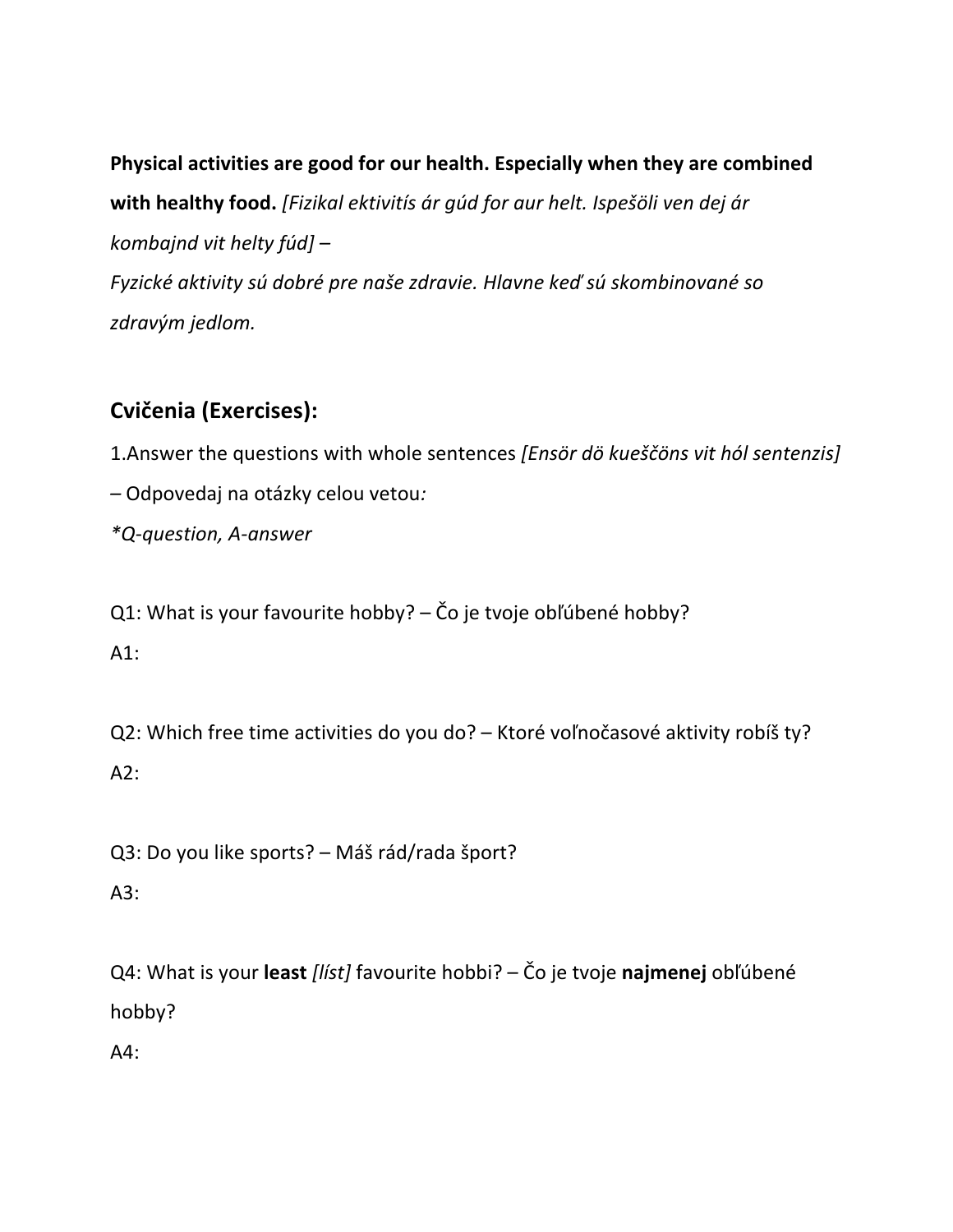**Physical activities are good for our health. Especially when they are combined with healthy food.** *[Fizikal ektivitís ár gúd for aur helt. Ispešöli ven dej ár kombajnd vit helty fúd] –*

*Fyzické aktivity sú dobré pre naše zdravie. Hlavne keď sú skombinované so zdravým jedlom.*

## Cvičenia (Exercises):

1.Answer the questions with whole sentences *[Ensör dö kueščöns vit hól sentenzis]* – Odpovedaj na otázky celou vetou*:*

**Q-question, A-answer*

Q1: What is your favourite hobby? – Čo je tvoje obľúbené hobby?

A1:

Q2: Which free time activities do you do? – Ktoré voľnočasové aktivity robíš ty?

A2:

Q3: Do you like sports? – Máš rád/rada šport?

A3:

Q4: What is your **least** *[líst]* favourite hobbi? – Čo je tvoje **najmenej** obľúbené hobby?

A4: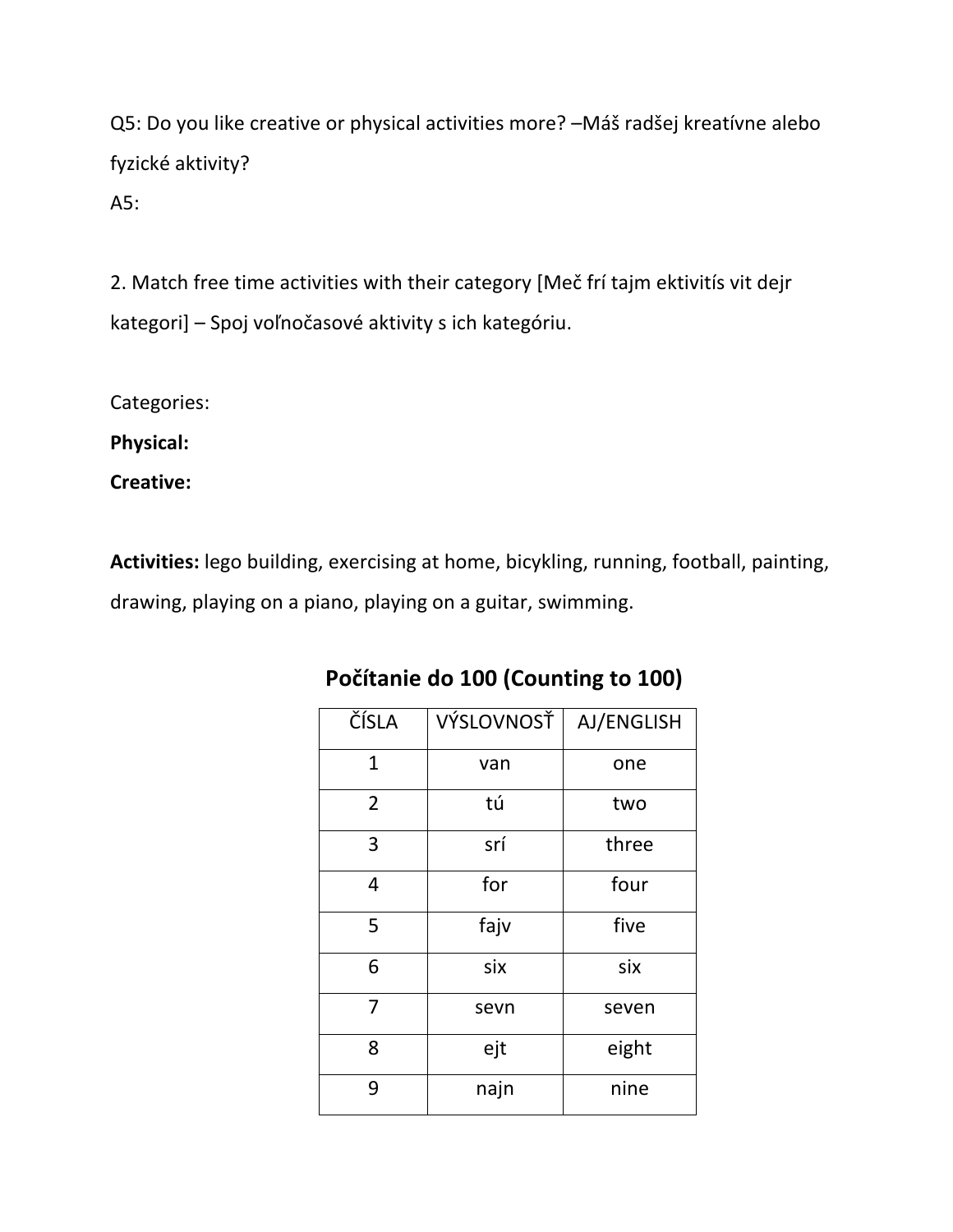Q5: Do you like creative or physical activities more? –Máš radšej kreatívne alebo fyzické aktivity?

A5:

2. Match free time activities with their category [Meč frí tajm ektivitís vit dejr kategori] – Spoj voľnočasové aktivity s ich kategóriu.

Categories:

**Physical:**

**Creative:**

**Activities:** lego building, exercising at home, bicykling, running, football, painting, drawing, playing on a piano, playing on a guitar, swimming.

## Počítanie do 100 (Counting to 100)

| ČÍSLA | VÝSLOVNOSŤ | AJ/ENGLISH |
|---|---|---|
| 1 | van | one |
| 2 | tú | two |
| 3 | srí | three |
| 4 | for | four |
| 5 | fajv | five |
| 6 | six | six |
| 7 | sevn | seven |
| 8 | ejt | eight |
| 9 | najn | nine |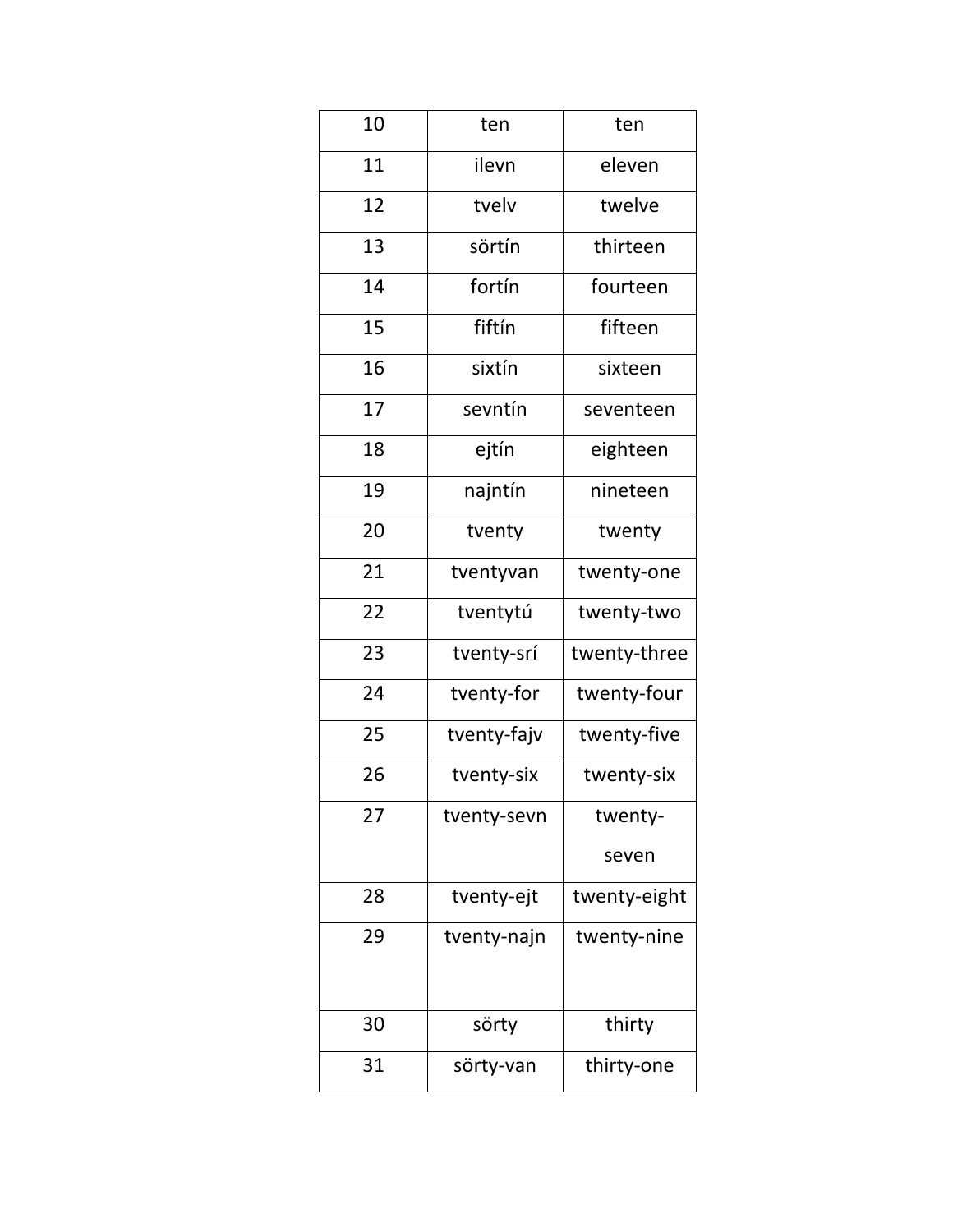| 10 | ten | ten |
|---|---|---|
| 11 | ilevn | eleven |
| 12 | tvelv | twelve |
| 13 | sörtín | thirteen |
| 14 | fortín | fourteen |
| 15 | fiftín | fifteen |
| 16 | sixtín | sixteen |
| 17 | sevntín | seventeen |
| 18 | ejtín | eighteen |
| 19 | najntín | nineteen |
| 20 | tventy | twenty |
| 21 | tventyvan | twenty-one |
| 22 | tventytú | twenty-two |
| 23 | tventy-srí | twenty-three |
| 24 | tventy-for | twenty-four |
| 25 | tventy-fajv | twenty-five |
| 26 | tventy-six | twenty-six |
| 27 | tventy-sevn | twenty-seven |
| 28 | tventy-ejt | twenty-eight |
| 29 | tventy-najn | twenty-nine |
| 30 | sörty | thirty |
| 31 | sörty-van | thirty-one |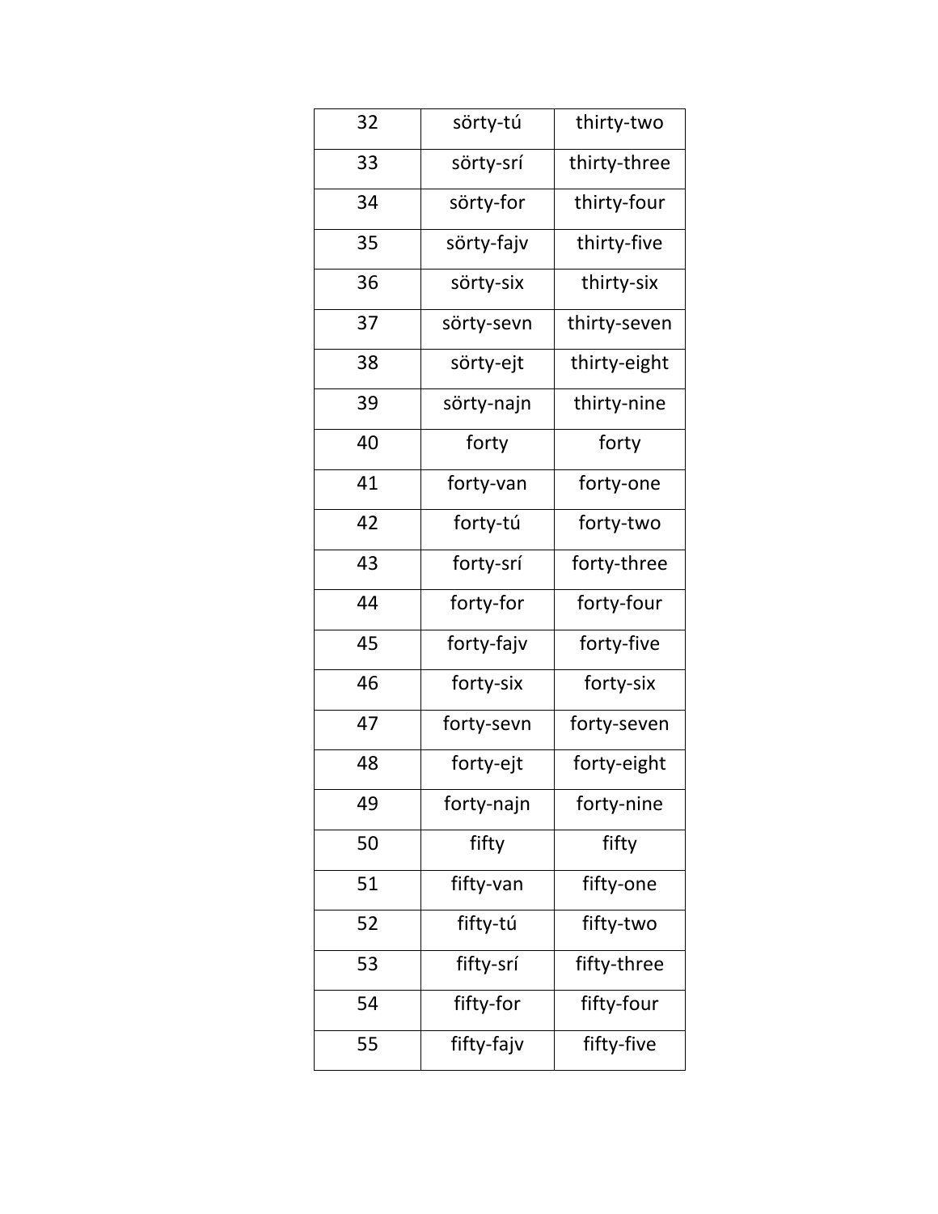| 32 | sörty-tú | thirty-two |
|---|---|---|
| 33 | sörty-srí | thirty-three |
| 34 | sörty-for | thirty-four |
| 35 | sörty-fajv | thirty-five |
| 36 | sörty-six | thirty-six |
| 37 | sörty-sevn | thirty-seven |
| 38 | sörty-ejt | thirty-eight |
| 39 | sörty-najn | thirty-nine |
| 40 | forty | forty |
| 41 | forty-van | forty-one |
| 42 | forty-tú | forty-two |
| 43 | forty-srí | forty-three |
| 44 | forty-for | forty-four |
| 45 | forty-fajv | forty-five |
| 46 | forty-six | forty-six |
| 47 | forty-sevn | forty-seven |
| 48 | forty-ejt | forty-eight |
| 49 | forty-najn | forty-nine |
| 50 | fifty | fifty |
| 51 | fifty-van | fifty-one |
| 52 | fifty-tú | fifty-two |
| 53 | fifty-srí | fifty-three |
| 54 | fifty-for | fifty-four |
| 55 | fifty-fajv | fifty-five |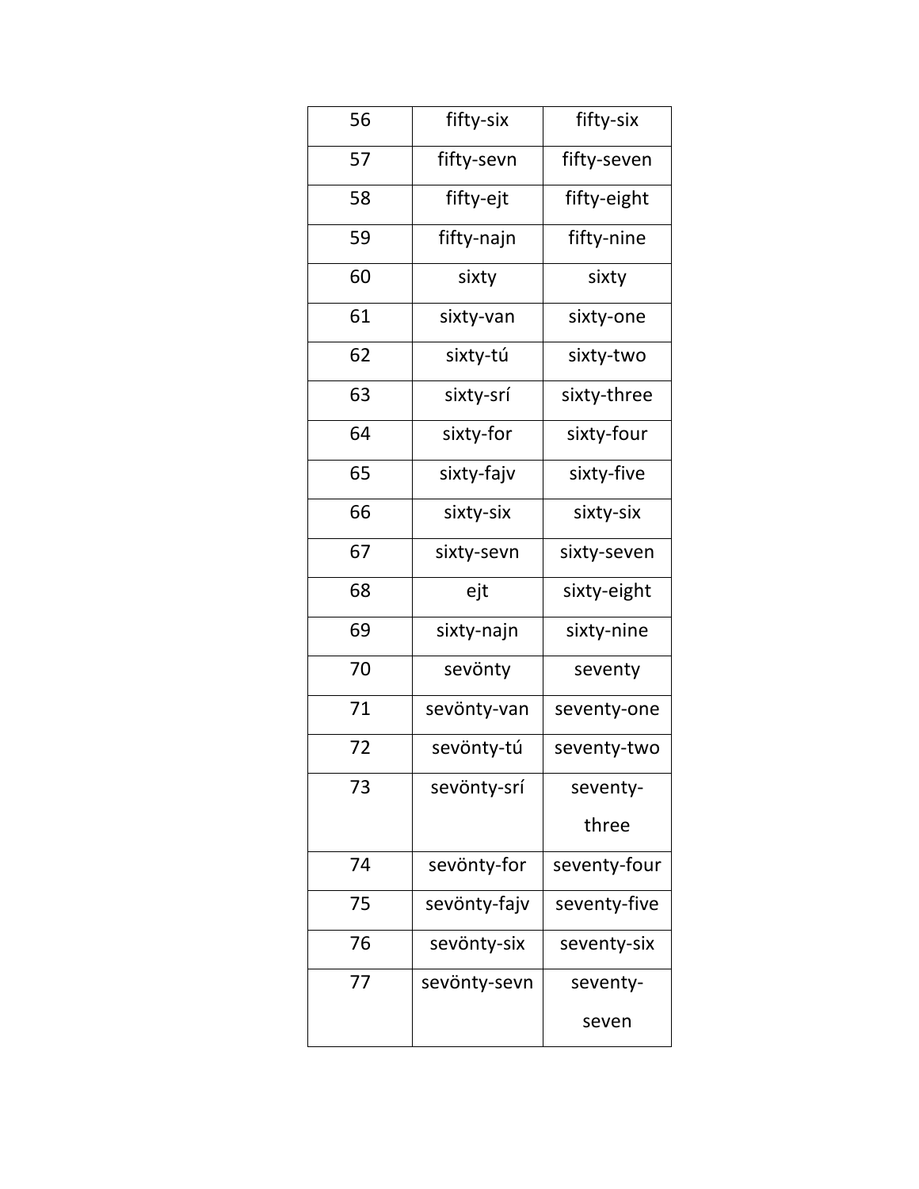| 56 | fifty-six | fifty-six |
|---|---|---|
| 57 | fifty-sevn | fifty-seven |
| 58 | fifty-ejt | fifty-eight |
| 59 | fifty-najn | fifty-nine |
| 60 | sixty | sixty |
| 61 | sixty-van | sixty-one |
| 62 | sixty-tú | sixty-two |
| 63 | sixty-srí | sixty-three |
| 64 | sixty-for | sixty-four |
| 65 | sixty-fajv | sixty-five |
| 66 | sixty-six | sixty-six |
| 67 | sixty-sevn | sixty-seven |
| 68 | ejt | sixty-eight |
| 69 | sixty-najn | sixty-nine |
| 70 | sevönty | seventy |
| 71 | sevönty-van | seventy-one |
| 72 | sevönty-tú | seventy-two |
| 73 | sevönty-srí | seventy-three |
| 74 | sevönty-for | seventy-four |
| 75 | sevönty-fajv | seventy-five |
| 76 | sevönty-six | seventy-six |
| 77 | sevönty-sevn | seventy-seven |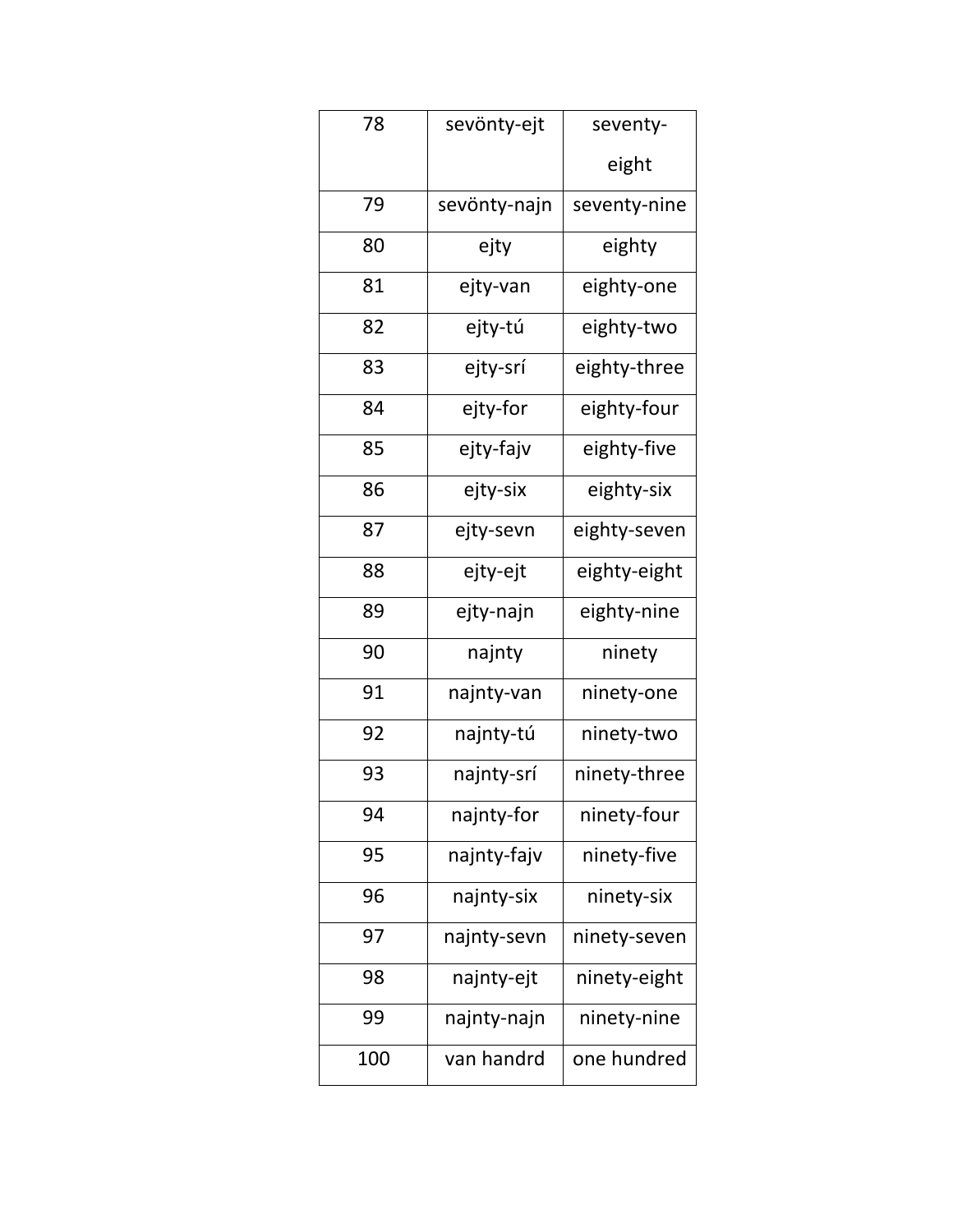| | | |
|---|---|---|
| 78 | sevönty-ejt | seventy-eight |
| 79 | sevönty-najn | seventy-nine |
| 80 | ejty | eighty |
| 81 | ejty-van | eighty-one |
| 82 | ejty-tú | eighty-two |
| 83 | ejty-srí | eighty-three |
| 84 | ejty-for | eighty-four |
| 85 | ejty-fajv | eighty-five |
| 86 | ejty-six | eighty-six |
| 87 | ejty-sevn | eighty-seven |
| 88 | ejty-ejt | eighty-eight |
| 89 | ejty-najn | eighty-nine |
| 90 | najnty | ninety |
| 91 | najnty-van | ninety-one |
| 92 | najnty-tú | ninety-two |
| 93 | najnty-srí | ninety-three |
| 94 | najnty-for | ninety-four |
| 95 | najnty-fajv | ninety-five |
| 96 | najnty-six | ninety-six |
| 97 | najnty-sevn | ninety-seven |
| 98 | najnty-ejt | ninety-eight |
| 99 | najnty-najn | ninety-nine |
| 100 | van handrd | one hundred |